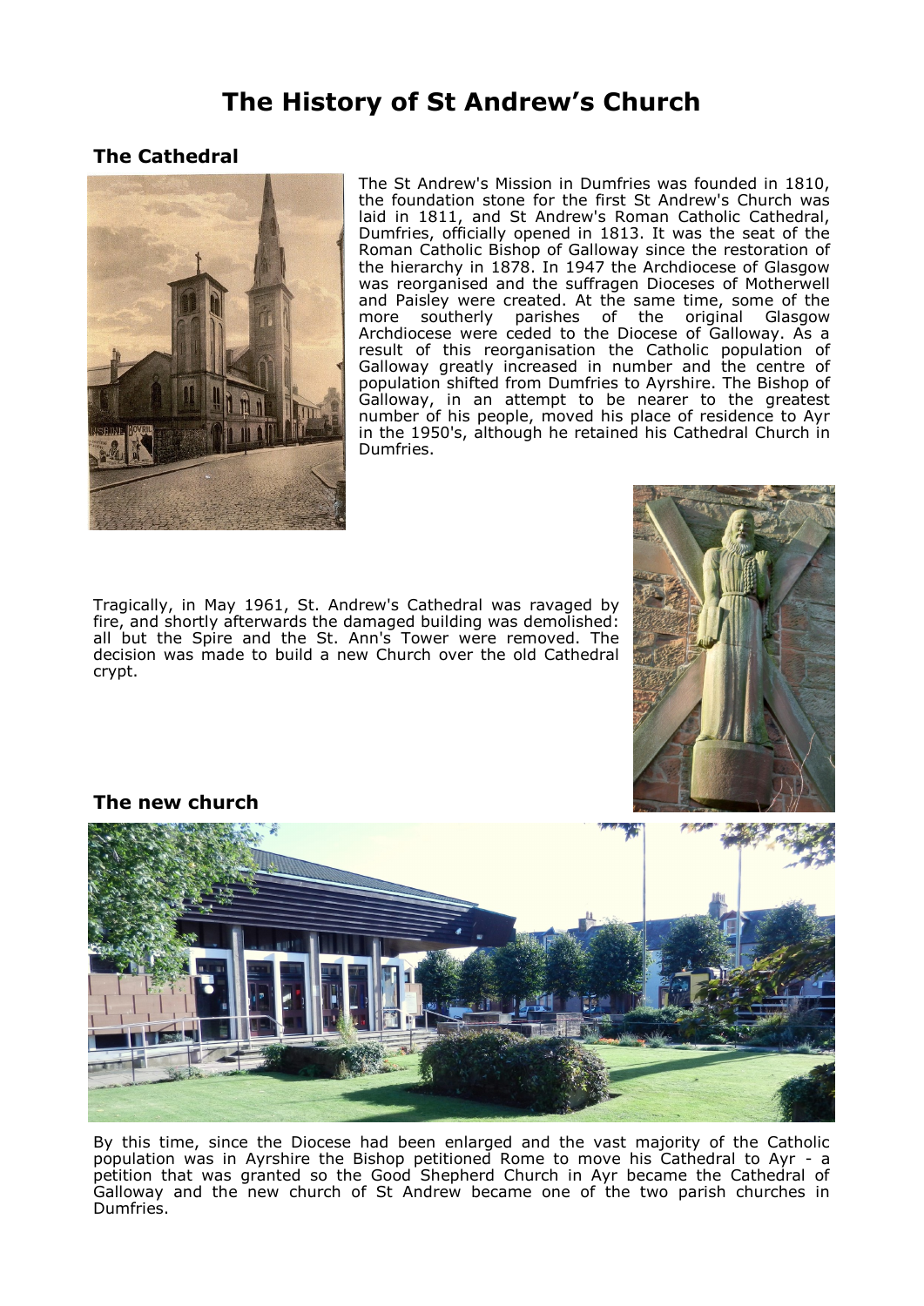# The History of St Andrew's Church

## The Cathedral

The St Andrew's Mission in Dumfries was founded in 1810, the foundation stone for the first St Andrew's Church was laid in 1811, and St Andrew's Roman Catholic Cathedral, Dumfries, officially opened in 1813. It was the seat of the Roman Catholic Bishop of Galloway since the restoration of the hierarchy in 1878. In 1947 the Archdiocese of Glasgow was reorganised and the suffragen Dioceses of Motherwell and Paisley were created. At the same time, some of the more southerly parishes of the original Glasgow Archdiocese were ceded to the Diocese of Galloway. As a result of this reorganisation the Catholic population of Galloway greatly increased in number and the centre of population shifted from Dumfries to Ayrshire. The Bishop of Galloway, in an attempt to be nearer to the greatest number of his people, moved his place of residence to Ayr in the 1950's, although he retained his Cathedral Church in Dumfries.

Tragically, in May 1961, St. Andrew's Cathedral was ravaged by fire, and shortly afterwards the damaged building was demolished: all but the Spire and the St. Ann's Tower were removed. The decision was made to build a new Church over the old Cathedral crypt.

## The new church

By this time, since the Diocese had been enlarged and the vast majority of the Catholic population was in Ayrshire the Bishop petitioned Rome to move his Cathedral to Ayr - a petition that was granted so the Good Shepherd Church in Ayr became the Cathedral of Galloway and the new church of St Andrew became one of the two parish churches in Dumfries.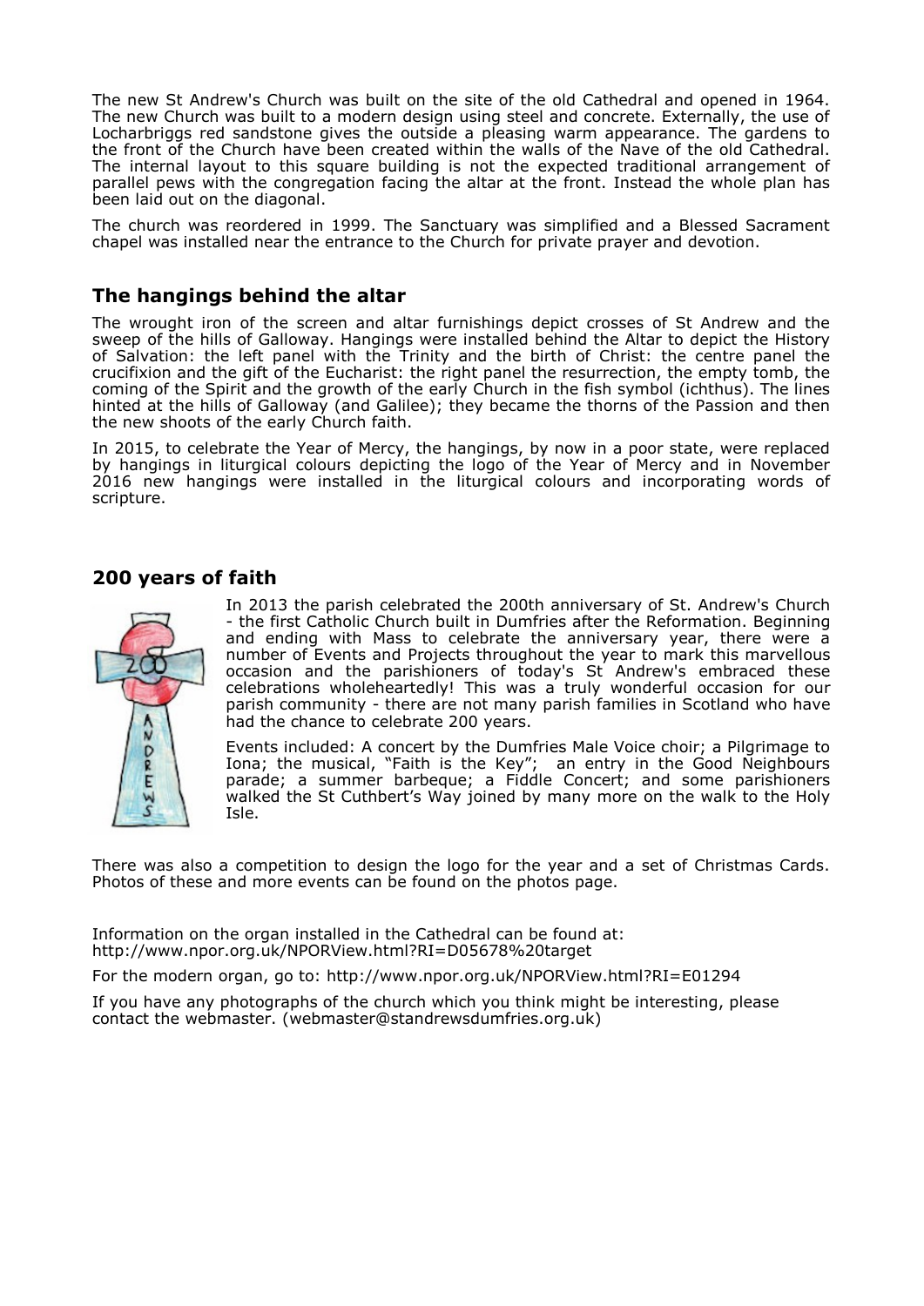The new St Andrew's Church was built on the site of the old Cathedral and opened in 1964. The new Church was built to a modern design using steel and concrete. Externally, the use of Locharbriggs red sandstone gives the outside a pleasing warm appearance. The gardens to the front of the Church have been created within the walls of the Nave of the old Cathedral. The internal layout to this square building is not the expected traditional arrangement of parallel pews with the congregation facing the altar at the front. Instead the whole plan has been laid out on the diagonal.

The church was reordered in 1999. The Sanctuary was simplified and a Blessed Sacrament chapel was installed near the entrance to the Church for private prayer and devotion.

## The hangings behind the altar

The wrought iron of the screen and altar furnishings depict crosses of St Andrew and the sweep of the hills of Galloway. Hangings were installed behind the Altar to depict the History of Salvation: the left panel with the Trinity and the birth of Christ: the centre panel the crucifixion and the gift of the Eucharist: the right panel the resurrection, the empty tomb, the coming of the Spirit and the growth of the early Church in the fish symbol (ichthus). The lines hinted at the hills of Galloway (and Galilee); they became the thorns of the Passion and then the new shoots of the early Church faith.

In 2015, to celebrate the Year of Mercy, the hangings, by now in a poor state, were replaced by hangings in liturgical colours depicting the logo of the Year of Mercy and in November 2016 new hangings were installed in the liturgical colours and incorporating words of scripture.

## 200 years of faith

In 2013 the parish celebrated the 200th anniversary of St. Andrew's Church - the first Catholic Church built in Dumfries after the Reformation. Beginning and ending with Mass to celebrate the anniversary year, there were a number of Events and Projects throughout the year to mark this marvellous occasion and the parishioners of today's St Andrew's embraced these celebrations wholeheartedly! This was a truly wonderful occasion for our parish community - there are not many parish families in Scotland who have had the chance to celebrate 200 years.

Events included: A concert by the Dumfries Male Voice choir; a Pilgrimage to Iona; the musical, "Faith is the Key"; an entry in the Good Neighbours parade; a summer barbeque; a Fiddle Concert; and some parishioners walked the St Cuthbert's Way joined by many more on the walk to the Holy Isle.

There was also a competition to design the logo for the year and a set of Christmas Cards. Photos of these and more events can be found on the photos page.

Information on the organ installed in the Cathedral can be found at: http://www.npor.org.uk/NPORView.html?RI=D05678%20target

For the modern organ, go to: http://www.npor.org.uk/NPORView.html?RI=E01294

If you have any photographs of the church which you think might be interesting, please contact the webmaster. (webmaster@standrewsdumfries.org.uk)